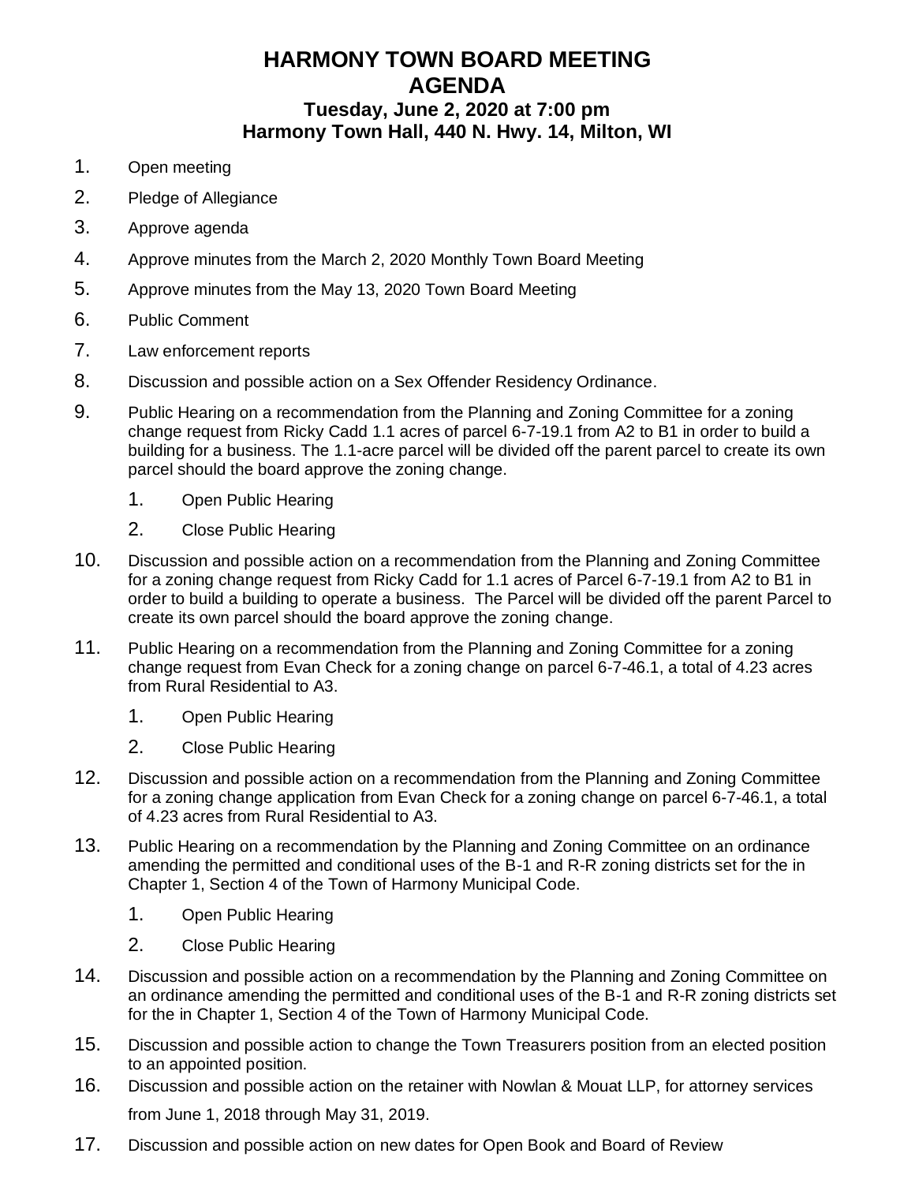# HARMONY TOWN BOARD MEETING
# AGENDA
## Tuesday, June 2, 2020 at 7:00 pm
## Harmony Town Hall, 440 N. Hwy. 14, Milton, WI

1. Open meeting
2. Pledge of Allegiance
3. Approve agenda
4. Approve minutes from the March 2, 2020 Monthly Town Board Meeting
5. Approve minutes from the May 13, 2020 Town Board Meeting
6. Public Comment
7. Law enforcement reports
8. Discussion and possible action on a Sex Offender Residency Ordinance.
9. Public Hearing on a recommendation from the Planning and Zoning Committee for a zoning change request from Ricky Cadd 1.1 acres of parcel 6-7-19.1 from A2 to B1 in order to build a building for a business. The 1.1-acre parcel will be divided off the parent parcel to create its own parcel should the board approve the zoning change.
    1. Open Public Hearing
    2. Close Public Hearing
10. Discussion and possible action on a recommendation from the Planning and Zoning Committee for a zoning change request from Ricky Cadd for 1.1 acres of Parcel 6-7-19.1 from A2 to B1 in order to build a building to operate a business. The Parcel will be divided off the parent Parcel to create its own parcel should the board approve the zoning change.
11. Public Hearing on a recommendation from the Planning and Zoning Committee for a zoning change request from Evan Check for a zoning change on parcel 6-7-46.1, a total of 4.23 acres from Rural Residential to A3.
    1. Open Public Hearing
    2. Close Public Hearing
12. Discussion and possible action on a recommendation from the Planning and Zoning Committee for a zoning change application from Evan Check for a zoning change on parcel 6-7-46.1, a total of 4.23 acres from Rural Residential to A3.
13. Public Hearing on a recommendation by the Planning and Zoning Committee on an ordinance amending the permitted and conditional uses of the B-1 and R-R zoning districts set for the in Chapter 1, Section 4 of the Town of Harmony Municipal Code.
    1. Open Public Hearing
    2. Close Public Hearing
14. Discussion and possible action on a recommendation by the Planning and Zoning Committee on an ordinance amending the permitted and conditional uses of the B-1 and R-R zoning districts set for the in Chapter 1, Section 4 of the Town of Harmony Municipal Code.
15. Discussion and possible action to change the Town Treasurers position from an elected position to an appointed position.
16. Discussion and possible action on the retainer with Nowlan & Mouat LLP, for attorney services from June 1, 2018 through May 31, 2019.
17. Discussion and possible action on new dates for Open Book and Board of Review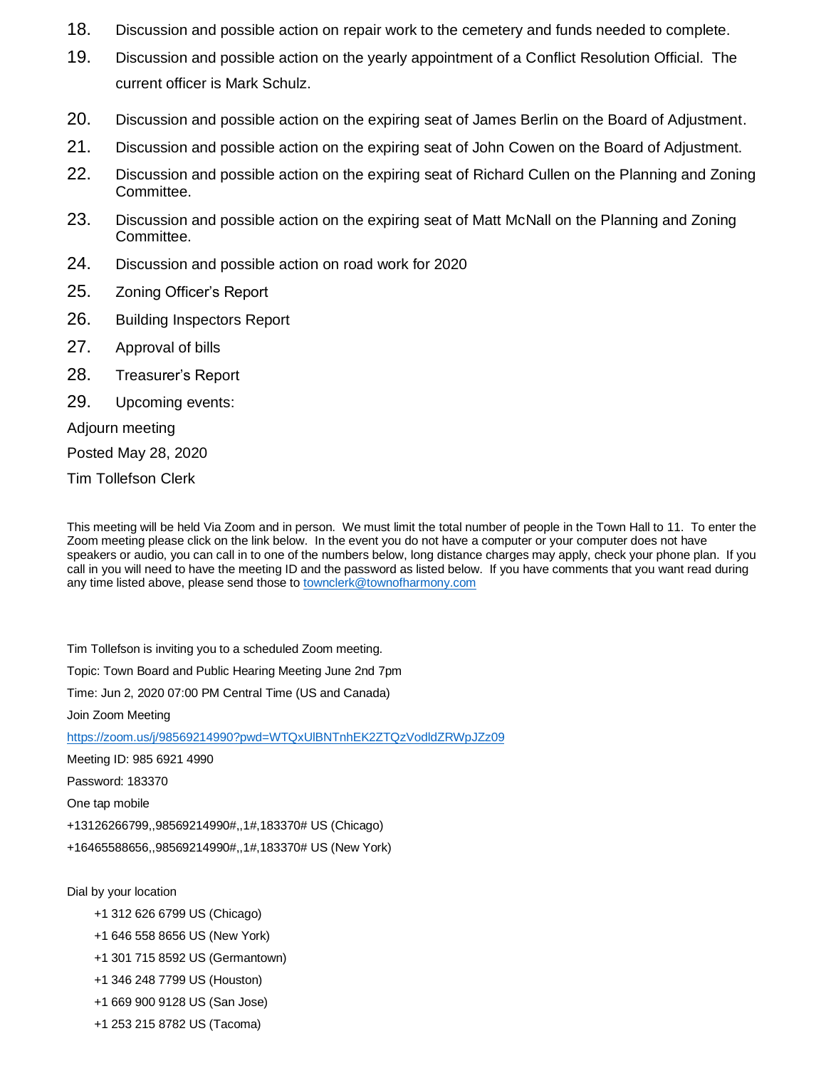18. Discussion and possible action on repair work to the cemetery and funds needed to complete.
19. Discussion and possible action on the yearly appointment of a Conflict Resolution Official. The current officer is Mark Schulz.
20. Discussion and possible action on the expiring seat of James Berlin on the Board of Adjustment.
21. Discussion and possible action on the expiring seat of John Cowen on the Board of Adjustment.
22. Discussion and possible action on the expiring seat of Richard Cullen on the Planning and Zoning Committee.
23. Discussion and possible action on the expiring seat of Matt McNall on the Planning and Zoning Committee.
24. Discussion and possible action on road work for 2020
25. Zoning Officer's Report
26. Building Inspectors Report
27. Approval of bills
28. Treasurer's Report
29. Upcoming events:

Adjourn meeting

Posted May 28, 2020

Tim Tollefson Clerk

This meeting will be held Via Zoom and in person. We must limit the total number of people in the Town Hall to 11. To enter the Zoom meeting please click on the link below. In the event you do not have a computer or your computer does not have speakers or audio, you can call in to one of the numbers below, long distance charges may apply, check your phone plan. If you call in you will need to have the meeting ID and the password as listed below. If you have comments that you want read during any time listed above, please send those to [townclerk@townofharmony.com](mailto:townclerk@townofharmony.com)

Tim Tollefson is inviting you to a scheduled Zoom meeting.

Topic: Town Board and Public Hearing Meeting June 2nd 7pm

Time: Jun 2, 2020 07:00 PM Central Time (US and Canada)

Join Zoom Meeting

https://zoom.us/j/98569214990?pwd=WTQxUlBNTnhEK2ZTQzVodldZRWpJZz09

Meeting ID: 985 6921 4990

Password: 183370

One tap mobile

+13126266799,,98569214990#,,1#,183370# US (Chicago)

+16465588656,,98569214990#,,1#,183370# US (New York)

Dial by your location

- +1 312 626 6799 US (Chicago)
- +1 646 558 8656 US (New York)
- +1 301 715 8592 US (Germantown)
- +1 346 248 7799 US (Houston)
- +1 669 900 9128 US (San Jose)
- +1 253 215 8782 US (Tacoma)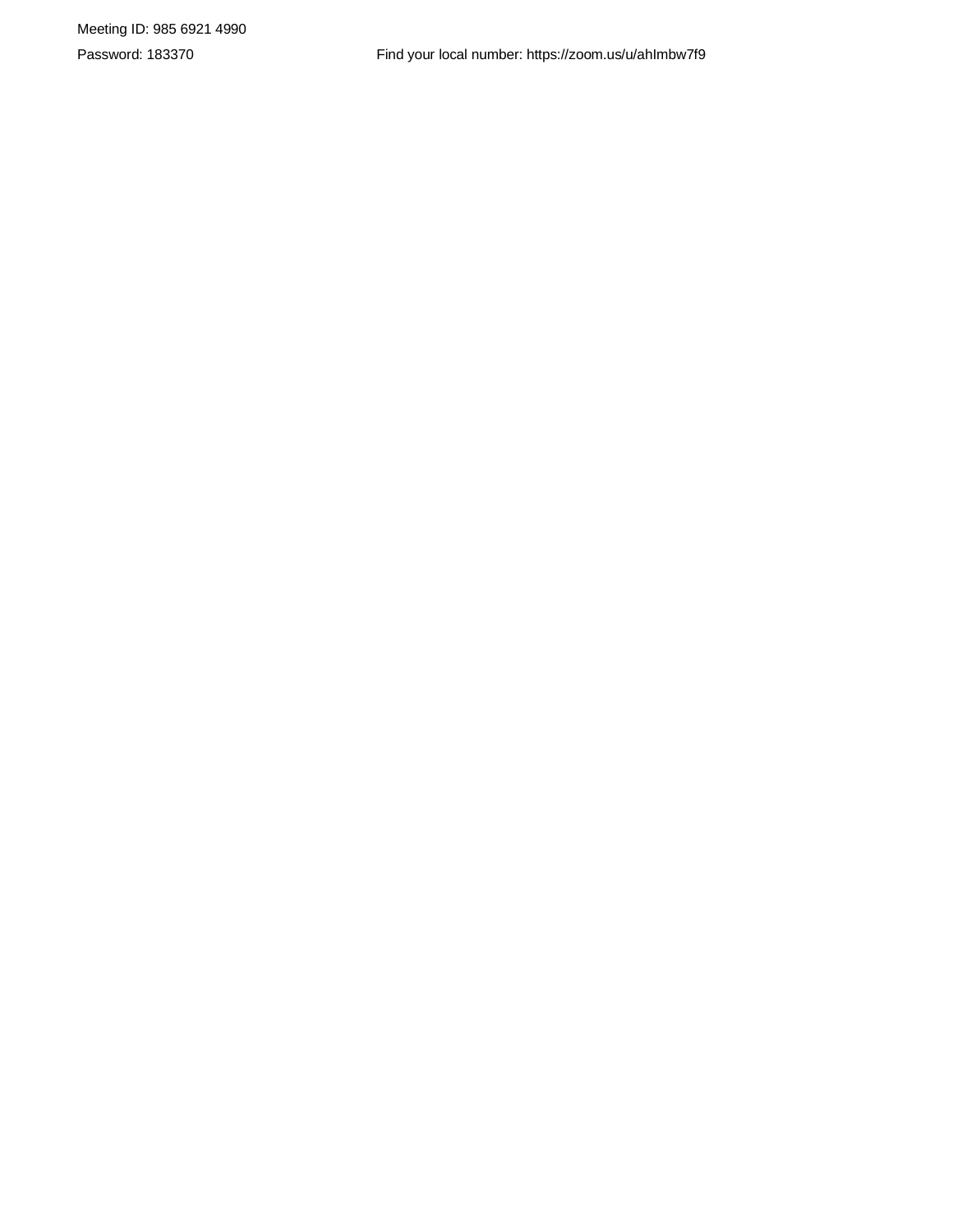Meeting ID: 985 6921 4990

Password: 183370

Find your local number: https://zoom.us/u/ahImbw7f9